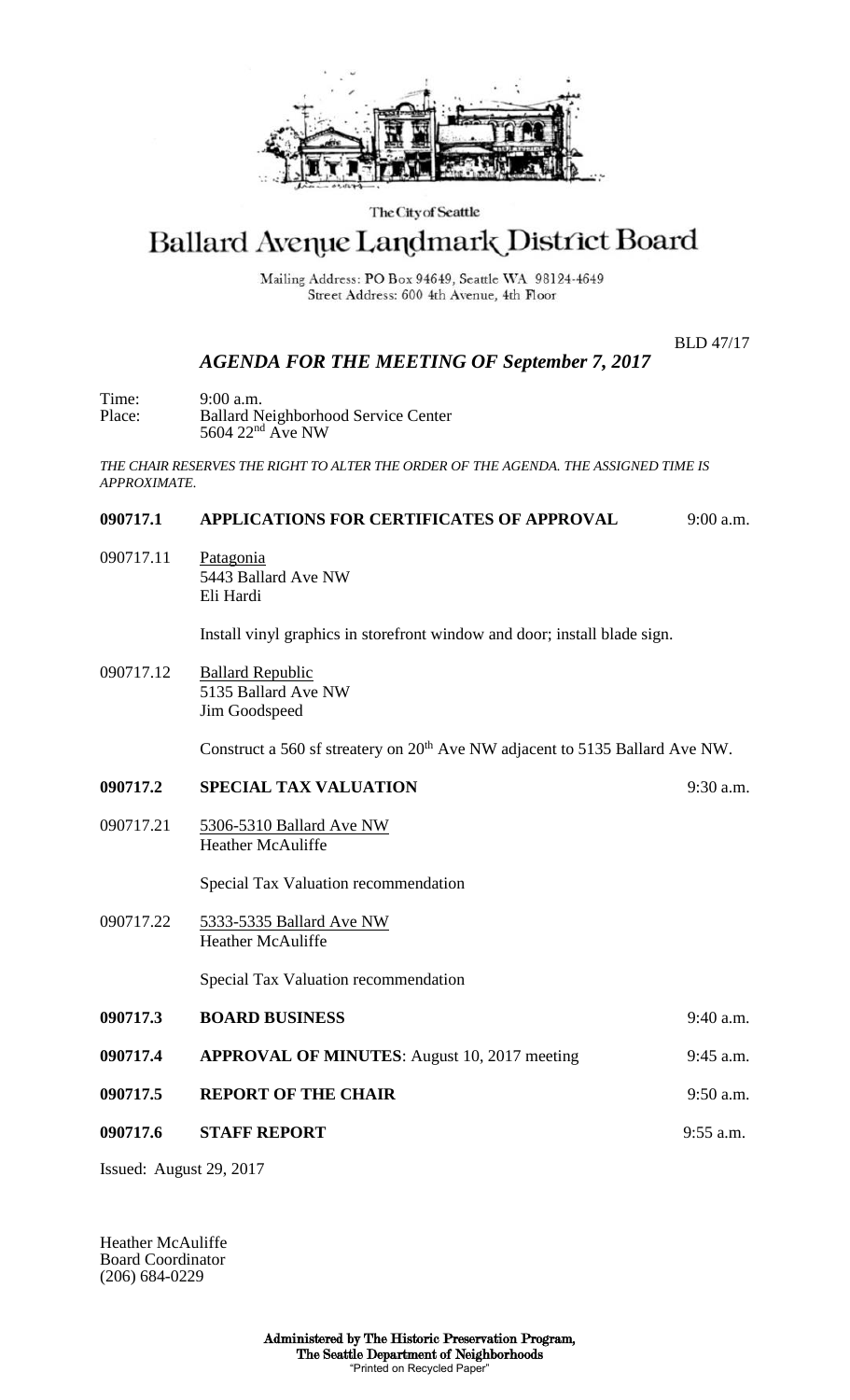The City of Seattle

# Ballard Avenue Landmark District Board

Mailing Address: PO Box 94649, Seattle WA 98124-4649
Street Address: 600 4th Avenue, 4th Floor

BLD 47/17

## *AGENDA FOR THE MEETING OF September 7, 2017*

Time: 9:00 a.m.
Place: Ballard Neighborhood Service Center
5604 22nd Ave NW

*THE CHAIR RESERVES THE RIGHT TO ALTER THE ORDER OF THE AGENDA. THE ASSIGNED TIME IS APPROXIMATE.*

**090717.1 APPLICATIONS FOR CERTIFICATES OF APPROVAL** 9:00 a.m.

090717.11 Patagonia
5443 Ballard Ave NW
Eli Hardi

Install vinyl graphics in storefront window and door; install blade sign.

090717.12 Ballard Republic
5135 Ballard Ave NW
Jim Goodspeed

Construct a 560 sf streatery on 20th Ave NW adjacent to 5135 Ballard Ave NW.

**090717.2 SPECIAL TAX VALUATION** 9:30 a.m.

090717.21 5306-5310 Ballard Ave NW
Heather McAuliffe

Special Tax Valuation recommendation

090717.22 5333-5335 Ballard Ave NW
Heather McAuliffe

Special Tax Valuation recommendation

**090717.3 BOARD BUSINESS** 9:40 a.m.

**090717.4 APPROVAL OF MINUTES**: August 10, 2017 meeting 9:45 a.m.

**090717.5 REPORT OF THE CHAIR** 9:50 a.m.

**090717.6 STAFF REPORT** 9:55 a.m.

Issued: August 29, 2017

Heather McAuliffe
Board Coordinator
(206) 684-0229

**Administered by The Historic Preservation Program,**
**The Seattle Department of Neighborhoods**
"Printed on Recycled Paper"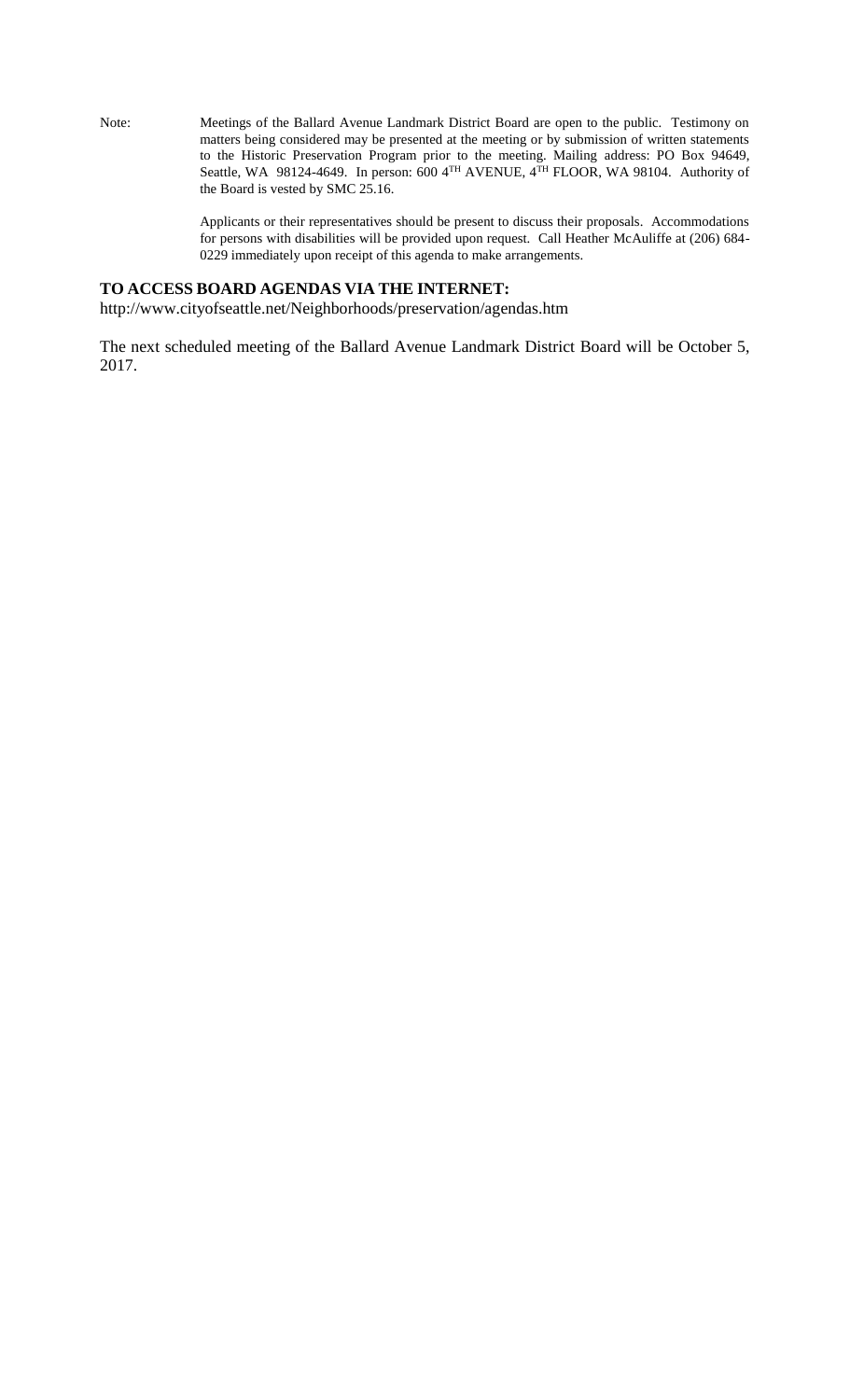Note: Meetings of the Ballard Avenue Landmark District Board are open to the public. Testimony on matters being considered may be presented at the meeting or by submission of written statements to the Historic Preservation Program prior to the meeting. Mailing address: PO Box 94649, Seattle, WA 98124-4649. In person: 600 4TH AVENUE, 4TH FLOOR, WA 98104. Authority of the Board is vested by SMC 25.16.

Applicants or their representatives should be present to discuss their proposals. Accommodations for persons with disabilities will be provided upon request. Call Heather McAuliffe at (206) 684-0229 immediately upon receipt of this agenda to make arrangements.

**TO ACCESS BOARD AGENDAS VIA THE INTERNET:**
http://www.cityofseattle.net/Neighborhoods/preservation/agendas.htm

The next scheduled meeting of the Ballard Avenue Landmark District Board will be October 5, 2017.